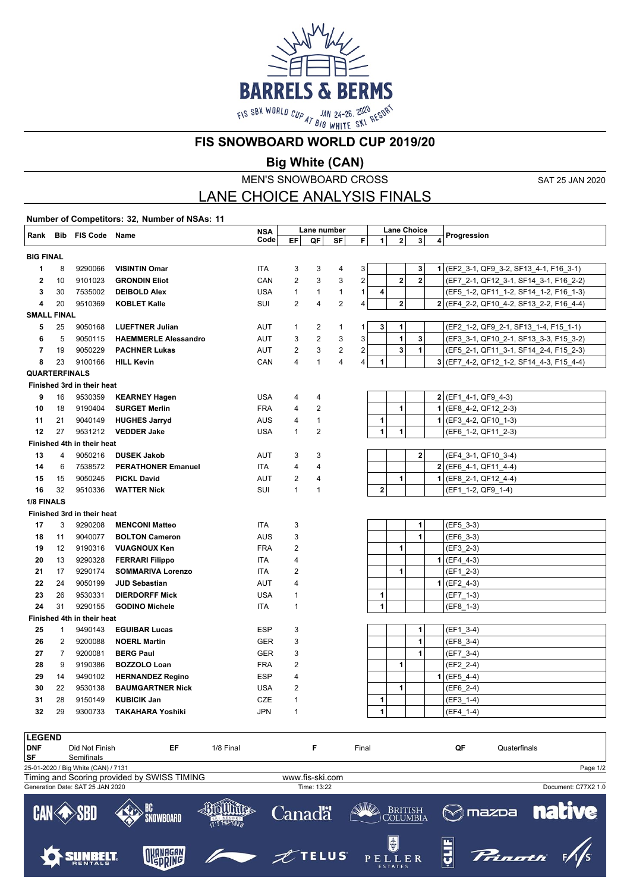# FIS SNOWBOARD WORLD CUP 2019/20

## Big White (CAN)

MEN'S SNOWBOARD CROSS

SAT 25 JAN 2020

## LANE CHOICE ANALYSIS FINALS

**Number of Competitors: 32, Number of NSAs: 11**

| Rank | Bib | FIS Code | Name | NSA Code | Lane number | | | | Lane Choice | | | | Progression |
|---|---|---|---|---|---|---|---|---|---|---|---|---|---|
| | | | | | EF | QF | SF | F | 1 | 2 | 3 | 4 | |
| **BIG FINAL** | | | | | | | | | | | | | |
| 1 | 8 | 9290066 | **VISINTIN Omar** | ITA | 3 | 3 | 4 | 3 | | | 3 | 1 | (EF2_3-1, QF9_3-2, SF13_4-1, F16_3-1) |
| 2 | 10 | 9101023 | **GRONDIN Eliot** | CAN | 2 | 3 | 3 | 2 | | 2 | 2 | | (EF7_2-1, QF12_3-1, SF14_3-1, F16_2-2) |
| 3 | 30 | 7535002 | **DEIBOLD Alex** | USA | 1 | 1 | 1 | 1 | 4 | | | | (EF5_1-2, QF11_1-2, SF14_1-2, F16_1-3) |
| 4 | 20 | 9510369 | **KOBLET Kalle** | SUI | 2 | 4 | 2 | 4 | | 2 | | 2 | (EF4_2-2, QF10_4-2, SF13_2-2, F16_4-4) |
| **SMALL FINAL** | | | | | | | | | | | | | |
| 5 | 25 | 9050168 | **LUEFTNER Julian** | AUT | 1 | 2 | 1 | 1 | 3 | 1 | | | (EF2_1-2, QF9_2-1, SF13_1-4, F15_1-1) |
| 6 | 5 | 9050115 | **HAEMMERLE Alessandro** | AUT | 3 | 2 | 3 | 3 | | 1 | 3 | | (EF3_3-1, QF10_2-1, SF13_3-3, F15_3-2) |
| 7 | 19 | 9050229 | **PACHNER Lukas** | AUT | 2 | 3 | 2 | 2 | | 3 | 1 | | (EF5_2-1, QF11_3-1, SF14_2-4, F15_2-3) |
| 8 | 23 | 9100166 | **HILL Kevin** | CAN | 4 | 1 | 4 | 4 | 1 | | | 3 | (EF7_4-2, QF12_1-2, SF14_4-3, F15_4-4) |
| **QUARTERFINALS** | | | | | | | | | | | | | |
| **Finished 3rd in their heat** | | | | | | | | | | | | | |
| 9 | 16 | 9530359 | **KEARNEY Hagen** | USA | 4 | 4 | | | | | | 2 | (EF1_4-1, QF9_4-3) |
| 10 | 18 | 9190404 | **SURGET Merlin** | FRA | 4 | 2 | | | | 1 | | 1 | (EF8_4-2, QF12_2-3) |
| 11 | 21 | 9040149 | **HUGHES Jarryd** | AUS | 4 | 1 | | | 1 | | | 1 | (EF3_4-2, QF10_1-3) |
| 12 | 27 | 9531212 | **VEDDER Jake** | USA | 1 | 2 | | | 1 | 1 | | | (EF6_1-2, QF11_2-3) |
| **Finished 4th in their heat** | | | | | | | | | | | | | |
| 13 | 4 | 9050216 | **DUSEK Jakob** | AUT | 3 | 3 | | | | | 2 | | (EF4_3-1, QF10_3-4) |
| 14 | 6 | 7538572 | **PERATHONER Emanuel** | ITA | 4 | 4 | | | | | | 2 | (EF6_4-1, QF11_4-4) |
| 15 | 15 | 9050245 | **PICKL David** | AUT | 2 | 4 | | | | 1 | | 1 | (EF8_2-1, QF12_4-4) |
| 16 | 32 | 9510336 | **WATTER Nick** | SUI | 1 | 1 | | | 2 | | | | (EF1_1-2, QF9_1-4) |
| **1/8 FINALS** | | | | | | | | | | | | | |
| **Finished 3rd in their heat** | | | | | | | | | | | | | |
| 17 | 3 | 9290208 | **MENCONI Matteo** | ITA | 3 | | | | | | 1 | | (EF5_3-3) |
| 18 | 11 | 9040077 | **BOLTON Cameron** | AUS | 3 | | | | | | 1 | | (EF6_3-3) |
| 19 | 12 | 9190316 | **VUAGNOUX Ken** | FRA | 2 | | | | | 1 | | | (EF3_2-3) |
| 20 | 13 | 9290328 | **FERRARI Filippo** | ITA | 4 | | | | | | | 1 | (EF4_4-3) |
| 21 | 17 | 9290174 | **SOMMARIVA Lorenzo** | ITA | 2 | | | | | 1 | | | (EF1_2-3) |
| 22 | 24 | 9050199 | **JUD Sebastian** | AUT | 4 | | | | | | | 1 | (EF2_4-3) |
| 23 | 26 | 9530331 | **DIERDORFF Mick** | USA | 1 | | | | 1 | | | | (EF7_1-3) |
| 24 | 31 | 9290155 | **GODINO Michele** | ITA | 1 | | | | 1 | | | | (EF8_1-3) |
| **Finished 4th in their heat** | | | | | | | | | | | | | |
| 25 | 1 | 9490143 | **EGUIBAR Lucas** | ESP | 3 | | | | | | 1 | | (EF1_3-4) |
| 26 | 2 | 9200088 | **NOERL Martin** | GER | 3 | | | | | | 1 | | (EF8_3-4) |
| 27 | 7 | 9200081 | **BERG Paul** | GER | 3 | | | | | | 1 | | (EF7_3-4) |
| 28 | 9 | 9190386 | **BOZZOLO Loan** | FRA | 2 | | | | | 1 | | | (EF2_2-4) |
| 29 | 14 | 9490102 | **HERNANDEZ Regino** | ESP | 4 | | | | | | | 1 | (EF5_4-4) |
| 30 | 22 | 9530138 | **BAUMGARTNER Nick** | USA | 2 | | | | | 1 | | | (EF6_2-4) |
| 31 | 28 | 9150149 | **KUBICIK Jan** | CZE | 1 | | | | 1 | | | | (EF3_1-4) |
| 32 | 29 | 9300733 | **TAKAHARA Yoshiki** | JPN | 1 | | | | 1 | | | | (EF4_1-4) |

**LEGEND**

| | | | | | | | |
|---|---|---|---|---|---|---|---|
| **DNF** | Did Not Finish | **EF** | 1/8 Final | **F** | Final | **QF** | Quaterfinals |
| **SF** | Semifinals | | | | | | |

25-01-2020 / Big White (CAN) / 7131

Timing and Scoring provided by SWISS TIMING — www.fis-ski.com

Generation Date: SAT 25 JAN 2020 — Time: 13:22 — Document: C77X2 1.0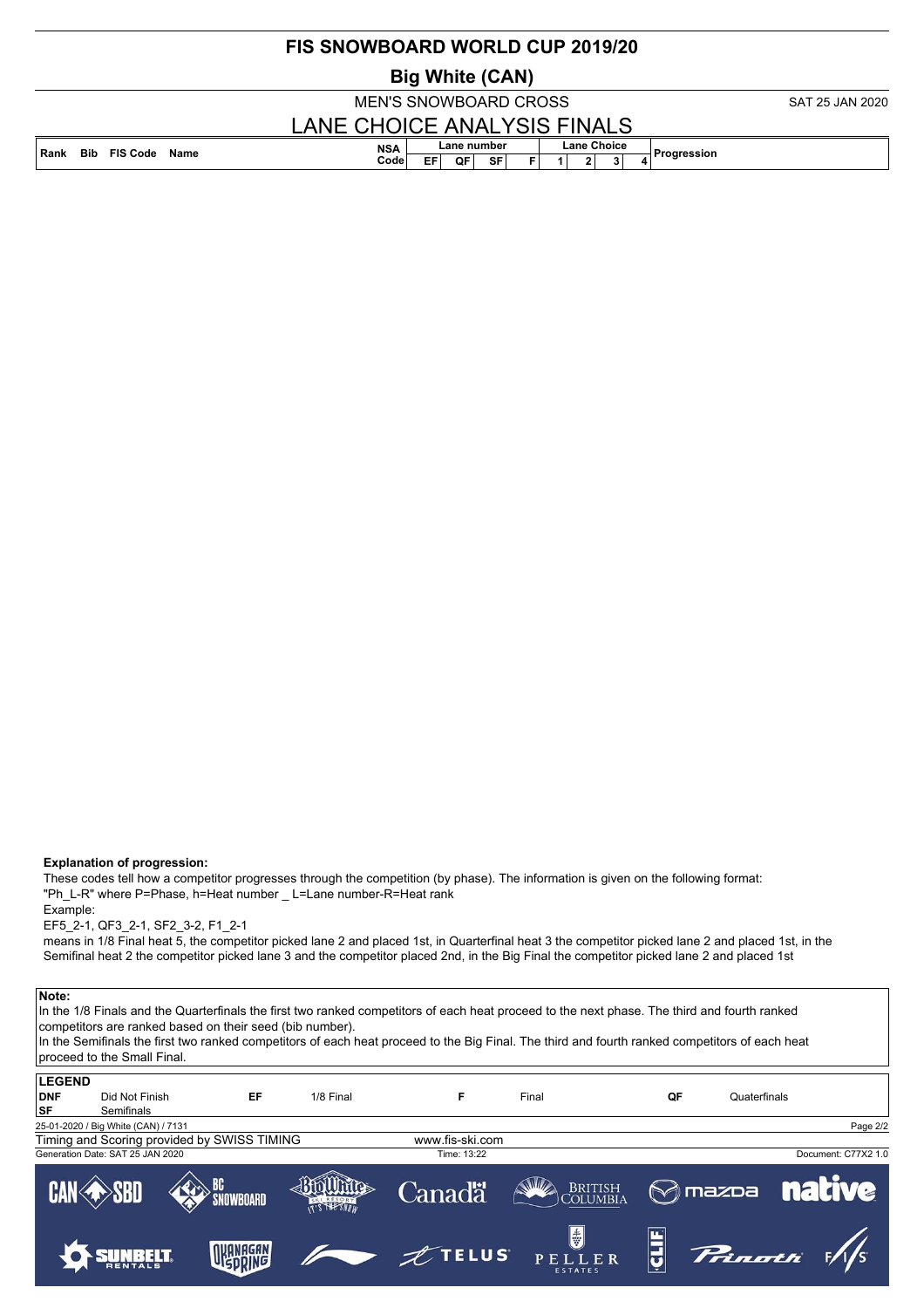# FIS SNOWBOARD WORLD CUP 2019/20

## Big White (CAN)

MEN'S SNOWBOARD CROSS

SAT 25 JAN 2020

## LANE CHOICE ANALYSIS FINALS

| Rank | Bib | FIS Code | Name | NSA Code | Lane number | | | | Lane Choice | | | | Progression |
|---|---|---|---|---|---|---|---|---|---|---|---|---|---|
| | | | | | EF | QF | SF | F | 1 | 2 | 3 | 4 | |

**Explanation of progression:**

These codes tell how a competitor progresses through the competition (by phase). The information is given on the following format:
"Ph_L-R" where P=Phase, h=Heat number _ L=Lane number-R=Heat rank

Example:

EF5_2-1, QF3_2-1, SF2_3-2, F1_2-1

means in 1/8 Final heat 5, the competitor picked lane 2 and placed 1st, in Quarterfinal heat 3 the competitor picked lane 2 and placed 1st, in the Semifinal heat 2 the competitor picked lane 3 and the competitor placed 2nd, in the Big Final the competitor picked lane 2 and placed 1st

**Note:**

In the 1/8 Finals and the Quarterfinals the first two ranked competitors of each heat proceed to the next phase. The third and fourth ranked competitors are ranked based on their seed (bib number).
In the Semifinals the first two ranked competitors of each heat proceed to the Big Final. The third and fourth ranked competitors of each heat proceed to the Small Final.

**LEGEND**

| | | | | | | | |
|---|---|---|---|---|---|---|---|
| **DNF** | Did Not Finish | **EF** | 1/8 Final | **F** | Final | **QF** | Quaterfinals |
| **SF** | Semifinals | | | | | | |

25-01-2020 / Big White (CAN) / 7131

Timing and Scoring provided by SWISS TIMING — www.fis-ski.com

Generation Date: SAT 25 JAN 2020 — Time: 13:22 — Document: C77X2 1.0